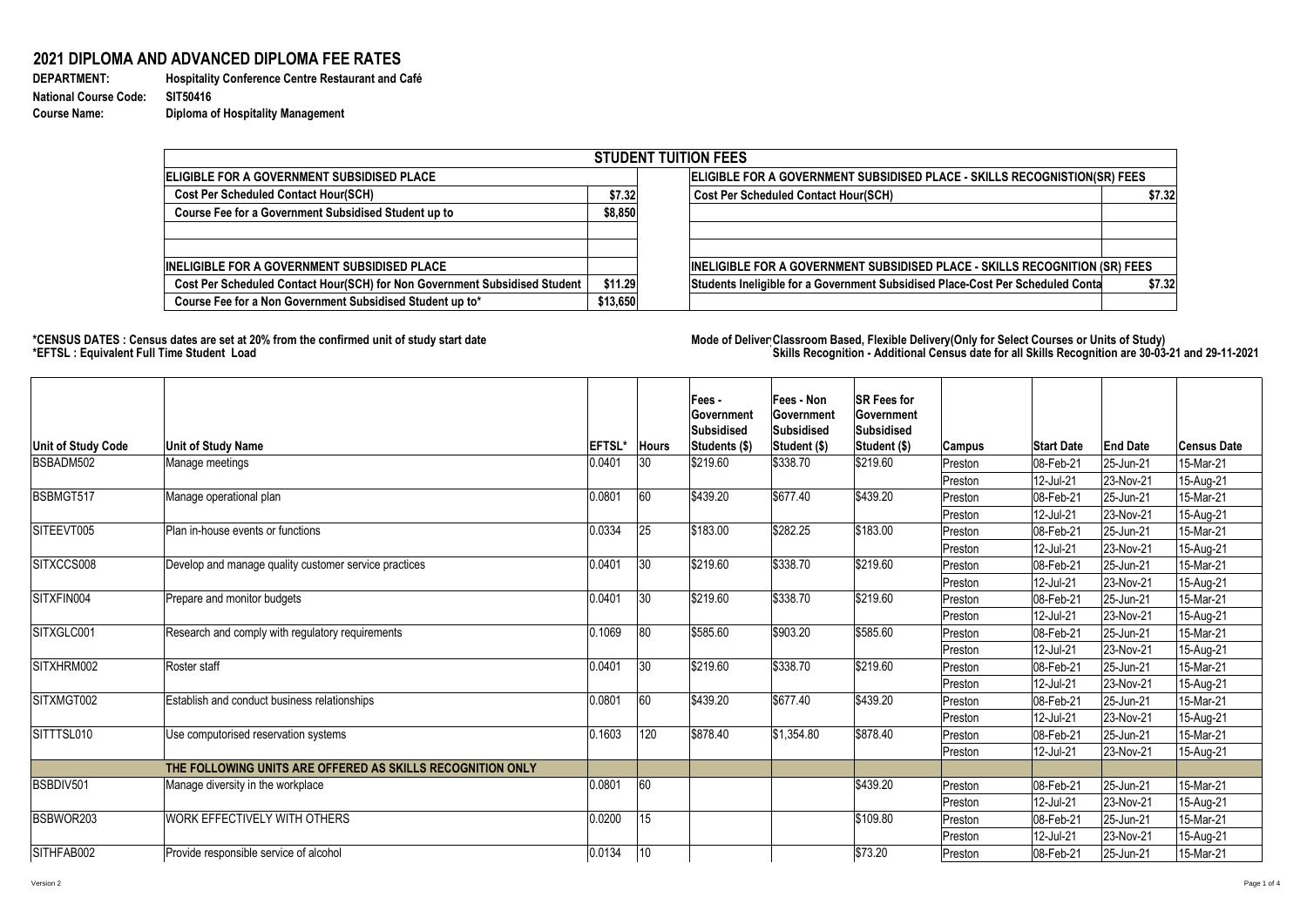# 2021 DIPLOMA AND ADVANCED DIPLOMA FEE RATES

**DEPARTMENT:** Hospitality Conference Centre Restaurant and Café
**National Course Code:** SIT50416
**Course Name:** Diploma of Hospitality Management

| STUDENT TUITION FEES | | | |
|---|---|---|---|
| **ELIGIBLE FOR A GOVERNMENT SUBSIDISED PLACE** | | **ELIGIBLE FOR A GOVERNMENT SUBSIDISED PLACE - SKILLS RECOGNISTION(SR) FEES** | |
| Cost Per Scheduled Contact Hour(SCH) | $7.32 | Cost Per Scheduled Contact Hour(SCH) | $7.32 |
| Course Fee for a Government Subsidised Student up to | $8,850 | | |
| | | | |
| | | | |
| **INELIGIBLE FOR A GOVERNMENT SUBSIDISED PLACE** | | **INELIGIBLE FOR A GOVERNMENT SUBSIDISED PLACE - SKILLS RECOGNITION (SR) FEES** | |
| Cost Per Scheduled Contact Hour(SCH) for Non Government Subsidised Student | $11.29 | Students Ineligible for a Government Subsidised Place-Cost Per Scheduled Conta | $7.32 |
| Course Fee for a Non Government Subsidised Student up to* | $13,650 | | |

**\*CENSUS DATES : Census dates are set at 20% from the confirmed unit of study start date**
**\*EFTSL : Equivalent Full Time Student Load**

**Mode of Delivery:** Classroom Based, Flexible Delivery(Only for Select Courses or Units of Study)
Skills Recognition - Additional Census date for all Skills Recognition are 30-03-21 and 29-11-2021

| Unit of Study Code | Unit of Study Name | EFTSL* | Hours | Fees - Government Subsidised Students ($) | Fees - Non Government Subsidised Student ($) | SR Fees for Government Subsidised Student ($) | Campus | Start Date | End Date | Census Date |
|---|---|---|---|---|---|---|---|---|---|---|
| BSBADM502 | Manage meetings | 0.0401 | 30 | $219.60 | $338.70 | $219.60 | Preston | 08-Feb-21 | 25-Jun-21 | 15-Mar-21 |
| | | | | | | | Preston | 12-Jul-21 | 23-Nov-21 | 15-Aug-21 |
| BSBMGT517 | Manage operational plan | 0.0801 | 60 | $439.20 | $677.40 | $439.20 | Preston | 08-Feb-21 | 25-Jun-21 | 15-Mar-21 |
| | | | | | | | Preston | 12-Jul-21 | 23-Nov-21 | 15-Aug-21 |
| SITEEVT005 | Plan in-house events or functions | 0.0334 | 25 | $183.00 | $282.25 | $183.00 | Preston | 08-Feb-21 | 25-Jun-21 | 15-Mar-21 |
| | | | | | | | Preston | 12-Jul-21 | 23-Nov-21 | 15-Aug-21 |
| SITXCCS008 | Develop and manage quality customer service practices | 0.0401 | 30 | $219.60 | $338.70 | $219.60 | Preston | 08-Feb-21 | 25-Jun-21 | 15-Mar-21 |
| | | | | | | | Preston | 12-Jul-21 | 23-Nov-21 | 15-Aug-21 |
| SITXFIN004 | Prepare and monitor budgets | 0.0401 | 30 | $219.60 | $338.70 | $219.60 | Preston | 08-Feb-21 | 25-Jun-21 | 15-Mar-21 |
| | | | | | | | Preston | 12-Jul-21 | 23-Nov-21 | 15-Aug-21 |
| SITXGLC001 | Research and comply with regulatory requirements | 0.1069 | 80 | $585.60 | $903.20 | $585.60 | Preston | 08-Feb-21 | 25-Jun-21 | 15-Mar-21 |
| | | | | | | | Preston | 12-Jul-21 | 23-Nov-21 | 15-Aug-21 |
| SITXHRM002 | Roster staff | 0.0401 | 30 | $219.60 | $338.70 | $219.60 | Preston | 08-Feb-21 | 25-Jun-21 | 15-Mar-21 |
| | | | | | | | Preston | 12-Jul-21 | 23-Nov-21 | 15-Aug-21 |
| SITXMGT002 | Establish and conduct business relationships | 0.0801 | 60 | $439.20 | $677.40 | $439.20 | Preston | 08-Feb-21 | 25-Jun-21 | 15-Mar-21 |
| | | | | | | | Preston | 12-Jul-21 | 23-Nov-21 | 15-Aug-21 |
| SITTTSL010 | Use computorised reservation systems | 0.1603 | 120 | $878.40 | $1,354.80 | $878.40 | Preston | 08-Feb-21 | 25-Jun-21 | 15-Mar-21 |
| | | | | | | | Preston | 12-Jul-21 | 23-Nov-21 | 15-Aug-21 |
| | **THE FOLLOWING UNITS ARE OFFERED AS SKILLS RECOGNITION ONLY** | | | | | | | | | |
| BSBDIV501 | Manage diversity in the workplace | 0.0801 | 60 | | | $439.20 | Preston | 08-Feb-21 | 25-Jun-21 | 15-Mar-21 |
| | | | | | | | Preston | 12-Jul-21 | 23-Nov-21 | 15-Aug-21 |
| BSBWOR203 | WORK EFFECTIVELY WITH OTHERS | 0.0200 | 15 | | | $109.80 | Preston | 08-Feb-21 | 25-Jun-21 | 15-Mar-21 |
| | | | | | | | Preston | 12-Jul-21 | 23-Nov-21 | 15-Aug-21 |
| SITHFAB002 | Provide responsible service of alcohol | 0.0134 | 10 | | | $73.20 | Preston | 08-Feb-21 | 25-Jun-21 | 15-Mar-21 |

Version 2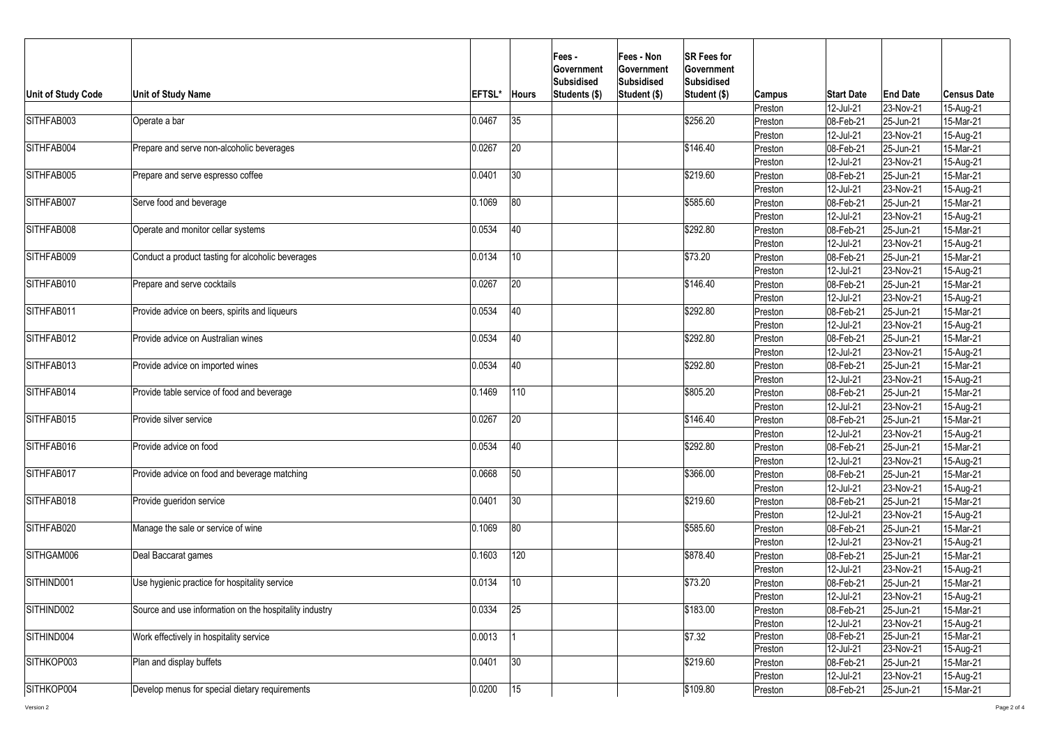| Unit of Study Code | Unit of Study Name | EFTSL* | Hours | Fees - Government Subsidised Students ($) | Fees - Non Government Subsidised Student ($) | SR Fees for Government Subsidised Student ($) | Campus | Start Date | End Date | Census Date |
|---|---|---|---|---|---|---|---|---|---|---|
| | | | | | | | Preston | 12-Jul-21 | 23-Nov-21 | 15-Aug-21 |
| SITHFAB003 | Operate a bar | 0.0467 | 35 | | | $256.20 | Preston | 08-Feb-21 | 25-Jun-21 | 15-Mar-21 |
| | | | | | | | Preston | 12-Jul-21 | 23-Nov-21 | 15-Aug-21 |
| SITHFAB004 | Prepare and serve non-alcoholic beverages | 0.0267 | 20 | | | $146.40 | Preston | 08-Feb-21 | 25-Jun-21 | 15-Mar-21 |
| | | | | | | | Preston | 12-Jul-21 | 23-Nov-21 | 15-Aug-21 |
| SITHFAB005 | Prepare and serve espresso coffee | 0.0401 | 30 | | | $219.60 | Preston | 08-Feb-21 | 25-Jun-21 | 15-Mar-21 |
| | | | | | | | Preston | 12-Jul-21 | 23-Nov-21 | 15-Aug-21 |
| SITHFAB007 | Serve food and beverage | 0.1069 | 80 | | | $585.60 | Preston | 08-Feb-21 | 25-Jun-21 | 15-Mar-21 |
| | | | | | | | Preston | 12-Jul-21 | 23-Nov-21 | 15-Aug-21 |
| SITHFAB008 | Operate and monitor cellar systems | 0.0534 | 40 | | | $292.80 | Preston | 08-Feb-21 | 25-Jun-21 | 15-Mar-21 |
| | | | | | | | Preston | 12-Jul-21 | 23-Nov-21 | 15-Aug-21 |
| SITHFAB009 | Conduct a product tasting for alcoholic beverages | 0.0134 | 10 | | | $73.20 | Preston | 08-Feb-21 | 25-Jun-21 | 15-Mar-21 |
| | | | | | | | Preston | 12-Jul-21 | 23-Nov-21 | 15-Aug-21 |
| SITHFAB010 | Prepare and serve cocktails | 0.0267 | 20 | | | $146.40 | Preston | 08-Feb-21 | 25-Jun-21 | 15-Mar-21 |
| | | | | | | | Preston | 12-Jul-21 | 23-Nov-21 | 15-Aug-21 |
| SITHFAB011 | Provide advice on beers, spirits and liqueurs | 0.0534 | 40 | | | $292.80 | Preston | 08-Feb-21 | 25-Jun-21 | 15-Mar-21 |
| | | | | | | | Preston | 12-Jul-21 | 23-Nov-21 | 15-Aug-21 |
| SITHFAB012 | Provide advice on Australian wines | 0.0534 | 40 | | | $292.80 | Preston | 08-Feb-21 | 25-Jun-21 | 15-Mar-21 |
| | | | | | | | Preston | 12-Jul-21 | 23-Nov-21 | 15-Aug-21 |
| SITHFAB013 | Provide advice on imported wines | 0.0534 | 40 | | | $292.80 | Preston | 08-Feb-21 | 25-Jun-21 | 15-Mar-21 |
| | | | | | | | Preston | 12-Jul-21 | 23-Nov-21 | 15-Aug-21 |
| SITHFAB014 | Provide table service of food and beverage | 0.1469 | 110 | | | $805.20 | Preston | 08-Feb-21 | 25-Jun-21 | 15-Mar-21 |
| | | | | | | | Preston | 12-Jul-21 | 23-Nov-21 | 15-Aug-21 |
| SITHFAB015 | Provide silver service | 0.0267 | 20 | | | $146.40 | Preston | 08-Feb-21 | 25-Jun-21 | 15-Mar-21 |
| | | | | | | | Preston | 12-Jul-21 | 23-Nov-21 | 15-Aug-21 |
| SITHFAB016 | Provide advice on food | 0.0534 | 40 | | | $292.80 | Preston | 08-Feb-21 | 25-Jun-21 | 15-Mar-21 |
| | | | | | | | Preston | 12-Jul-21 | 23-Nov-21 | 15-Aug-21 |
| SITHFAB017 | Provide advice on food and beverage matching | 0.0668 | 50 | | | $366.00 | Preston | 08-Feb-21 | 25-Jun-21 | 15-Mar-21 |
| | | | | | | | Preston | 12-Jul-21 | 23-Nov-21 | 15-Aug-21 |
| SITHFAB018 | Provide gueridon service | 0.0401 | 30 | | | $219.60 | Preston | 08-Feb-21 | 25-Jun-21 | 15-Mar-21 |
| | | | | | | | Preston | 12-Jul-21 | 23-Nov-21 | 15-Aug-21 |
| SITHFAB020 | Manage the sale or service of wine | 0.1069 | 80 | | | $585.60 | Preston | 08-Feb-21 | 25-Jun-21 | 15-Mar-21 |
| | | | | | | | Preston | 12-Jul-21 | 23-Nov-21 | 15-Aug-21 |
| SITHGAM006 | Deal Baccarat games | 0.1603 | 120 | | | $878.40 | Preston | 08-Feb-21 | 25-Jun-21 | 15-Mar-21 |
| | | | | | | | Preston | 12-Jul-21 | 23-Nov-21 | 15-Aug-21 |
| SITHIND001 | Use hygienic practice for hospitality service | 0.0134 | 10 | | | $73.20 | Preston | 08-Feb-21 | 25-Jun-21 | 15-Mar-21 |
| | | | | | | | Preston | 12-Jul-21 | 23-Nov-21 | 15-Aug-21 |
| SITHIND002 | Source and use information on the hospitality industry | 0.0334 | 25 | | | $183.00 | Preston | 08-Feb-21 | 25-Jun-21 | 15-Mar-21 |
| | | | | | | | Preston | 12-Jul-21 | 23-Nov-21 | 15-Aug-21 |
| SITHIND004 | Work effectively in hospitality service | 0.0013 | 1 | | | $7.32 | Preston | 08-Feb-21 | 25-Jun-21 | 15-Mar-21 |
| | | | | | | | Preston | 12-Jul-21 | 23-Nov-21 | 15-Aug-21 |
| SITHKOP003 | Plan and display buffets | 0.0401 | 30 | | | $219.60 | Preston | 08-Feb-21 | 25-Jun-21 | 15-Mar-21 |
| | | | | | | | Preston | 12-Jul-21 | 23-Nov-21 | 15-Aug-21 |
| SITHKOP004 | Develop menus for special dietary requirements | 0.0200 | 15 | | | $109.80 | Preston | 08-Feb-21 | 25-Jun-21 | 15-Mar-21 |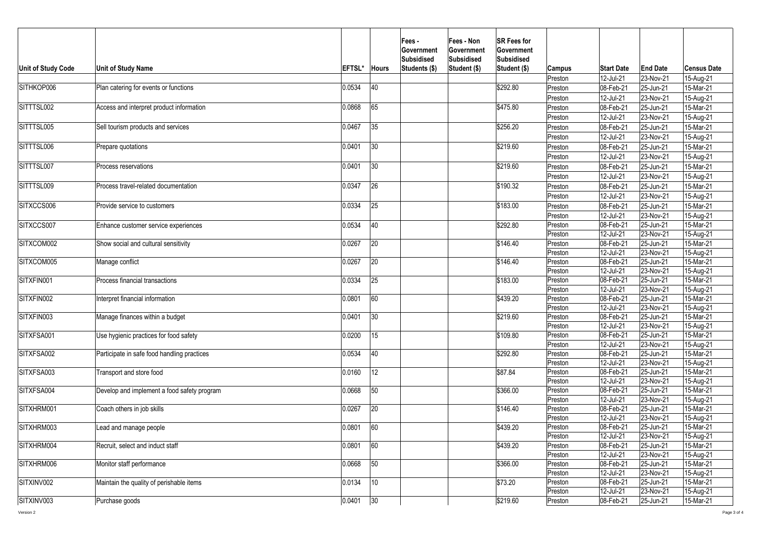| Unit of Study Code | Unit of Study Name | EFTSL* | Hours | Fees - Government Subsidised Students ($) | Fees - Non Government Subsidised Student ($) | SR Fees for Government Subsidised Student ($) | Campus | Start Date | End Date | Census Date |
|---|---|---|---|---|---|---|---|---|---|---|
| | | | | | | | Preston | 12-Jul-21 | 23-Nov-21 | 15-Aug-21 |
| SITHKOP006 | Plan catering for events or functions | 0.0534 | 40 | | | $292.80 | Preston | 08-Feb-21 | 25-Jun-21 | 15-Mar-21 |
| | | | | | | | Preston | 12-Jul-21 | 23-Nov-21 | 15-Aug-21 |
| SITTTSL002 | Access and interpret product information | 0.0868 | 65 | | | $475.80 | Preston | 08-Feb-21 | 25-Jun-21 | 15-Mar-21 |
| | | | | | | | Preston | 12-Jul-21 | 23-Nov-21 | 15-Aug-21 |
| SITTTSL005 | Sell tourism products and services | 0.0467 | 35 | | | $256.20 | Preston | 08-Feb-21 | 25-Jun-21 | 15-Mar-21 |
| | | | | | | | Preston | 12-Jul-21 | 23-Nov-21 | 15-Aug-21 |
| SITTTSL006 | Prepare quotations | 0.0401 | 30 | | | $219.60 | Preston | 08-Feb-21 | 25-Jun-21 | 15-Mar-21 |
| | | | | | | | Preston | 12-Jul-21 | 23-Nov-21 | 15-Aug-21 |
| SITTTSL007 | Process reservations | 0.0401 | 30 | | | $219.60 | Preston | 08-Feb-21 | 25-Jun-21 | 15-Mar-21 |
| | | | | | | | Preston | 12-Jul-21 | 23-Nov-21 | 15-Aug-21 |
| SITTTSL009 | Process travel-related documentation | 0.0347 | 26 | | | $190.32 | Preston | 08-Feb-21 | 25-Jun-21 | 15-Mar-21 |
| | | | | | | | Preston | 12-Jul-21 | 23-Nov-21 | 15-Aug-21 |
| SITXCCS006 | Provide service to customers | 0.0334 | 25 | | | $183.00 | Preston | 08-Feb-21 | 25-Jun-21 | 15-Mar-21 |
| | | | | | | | Preston | 12-Jul-21 | 23-Nov-21 | 15-Aug-21 |
| SITXCCS007 | Enhance customer service experiences | 0.0534 | 40 | | | $292.80 | Preston | 08-Feb-21 | 25-Jun-21 | 15-Mar-21 |
| | | | | | | | Preston | 12-Jul-21 | 23-Nov-21 | 15-Aug-21 |
| SITXCOM002 | Show social and cultural sensitivity | 0.0267 | 20 | | | $146.40 | Preston | 08-Feb-21 | 25-Jun-21 | 15-Mar-21 |
| | | | | | | | Preston | 12-Jul-21 | 23-Nov-21 | 15-Aug-21 |
| SITXCOM005 | Manage conflict | 0.0267 | 20 | | | $146.40 | Preston | 08-Feb-21 | 25-Jun-21 | 15-Mar-21 |
| | | | | | | | Preston | 12-Jul-21 | 23-Nov-21 | 15-Aug-21 |
| SITXFIN001 | Process financial transactions | 0.0334 | 25 | | | $183.00 | Preston | 08-Feb-21 | 25-Jun-21 | 15-Mar-21 |
| | | | | | | | Preston | 12-Jul-21 | 23-Nov-21 | 15-Aug-21 |
| SITXFIN002 | Interpret financial information | 0.0801 | 60 | | | $439.20 | Preston | 08-Feb-21 | 25-Jun-21 | 15-Mar-21 |
| | | | | | | | Preston | 12-Jul-21 | 23-Nov-21 | 15-Aug-21 |
| SITXFIN003 | Manage finances within a budget | 0.0401 | 30 | | | $219.60 | Preston | 08-Feb-21 | 25-Jun-21 | 15-Mar-21 |
| | | | | | | | Preston | 12-Jul-21 | 23-Nov-21 | 15-Aug-21 |
| SITXFSA001 | Use hygienic practices for food safety | 0.0200 | 15 | | | $109.80 | Preston | 08-Feb-21 | 25-Jun-21 | 15-Mar-21 |
| | | | | | | | Preston | 12-Jul-21 | 23-Nov-21 | 15-Aug-21 |
| SITXFSA002 | Participate in safe food handling practices | 0.0534 | 40 | | | $292.80 | Preston | 08-Feb-21 | 25-Jun-21 | 15-Mar-21 |
| | | | | | | | Preston | 12-Jul-21 | 23-Nov-21 | 15-Aug-21 |
| SITXFSA003 | Transport and store food | 0.0160 | 12 | | | $87.84 | Preston | 08-Feb-21 | 25-Jun-21 | 15-Mar-21 |
| | | | | | | | Preston | 12-Jul-21 | 23-Nov-21 | 15-Aug-21 |
| SITXFSA004 | Develop and implement a food safety program | 0.0668 | 50 | | | $366.00 | Preston | 08-Feb-21 | 25-Jun-21 | 15-Mar-21 |
| | | | | | | | Preston | 12-Jul-21 | 23-Nov-21 | 15-Aug-21 |
| SITXHRM001 | Coach others in job skills | 0.0267 | 20 | | | $146.40 | Preston | 08-Feb-21 | 25-Jun-21 | 15-Mar-21 |
| | | | | | | | Preston | 12-Jul-21 | 23-Nov-21 | 15-Aug-21 |
| SITXHRM003 | Lead and manage people | 0.0801 | 60 | | | $439.20 | Preston | 08-Feb-21 | 25-Jun-21 | 15-Mar-21 |
| | | | | | | | Preston | 12-Jul-21 | 23-Nov-21 | 15-Aug-21 |
| SITXHRM004 | Recruit, select and induct staff | 0.0801 | 60 | | | $439.20 | Preston | 08-Feb-21 | 25-Jun-21 | 15-Mar-21 |
| | | | | | | | Preston | 12-Jul-21 | 23-Nov-21 | 15-Aug-21 |
| SITXHRM006 | Monitor staff performance | 0.0668 | 50 | | | $366.00 | Preston | 08-Feb-21 | 25-Jun-21 | 15-Mar-21 |
| | | | | | | | Preston | 12-Jul-21 | 23-Nov-21 | 15-Aug-21 |
| SITXINV002 | Maintain the quality of perishable items | 0.0134 | 10 | | | $73.20 | Preston | 08-Feb-21 | 25-Jun-21 | 15-Mar-21 |
| | | | | | | | Preston | 12-Jul-21 | 23-Nov-21 | 15-Aug-21 |
| SITXINV003 | Purchase goods | 0.0401 | 30 | | | $219.60 | Preston | 08-Feb-21 | 25-Jun-21 | 15-Mar-21 |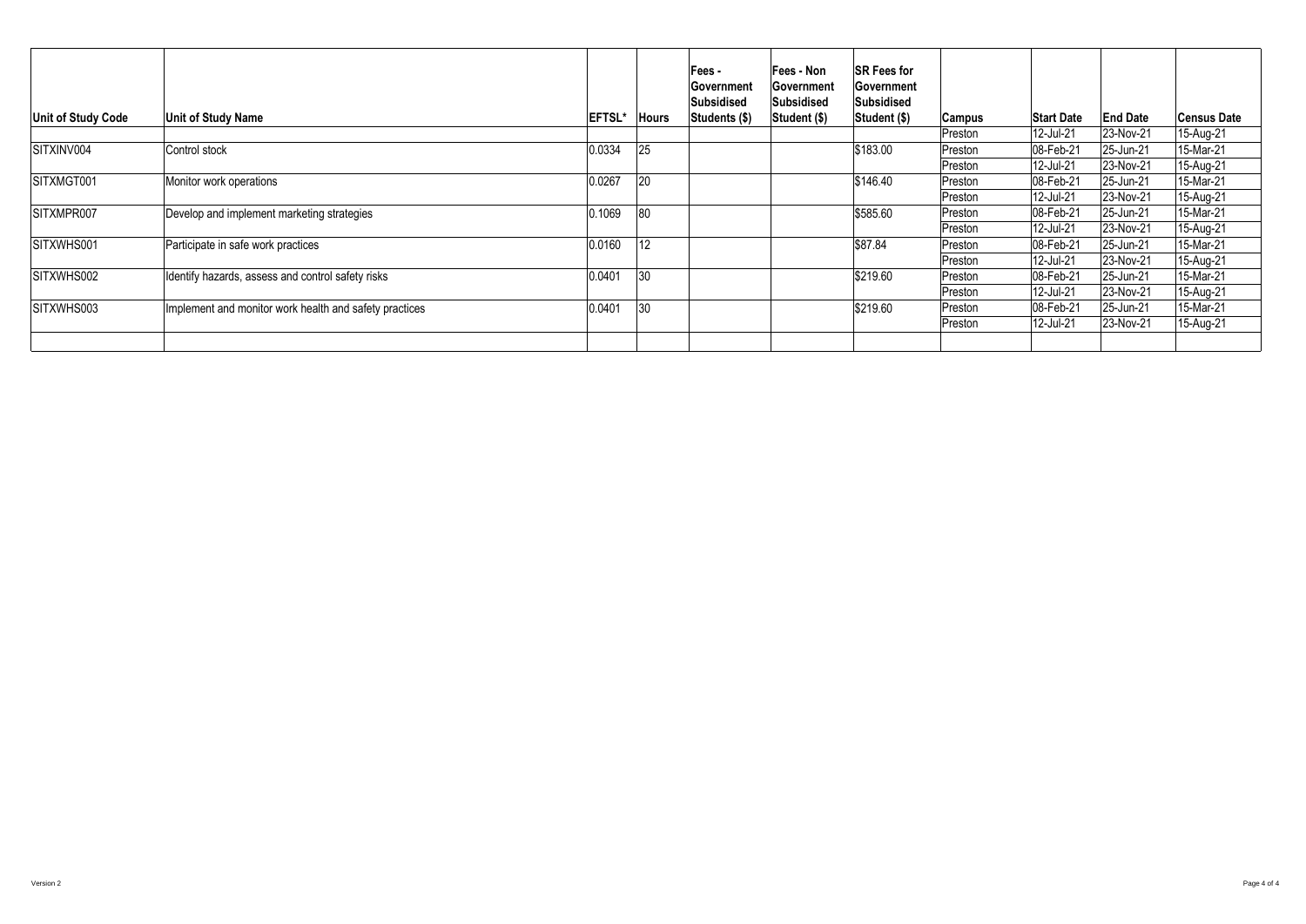| Unit of Study Code | Unit of Study Name | EFTSL* | Hours | Fees - Government Subsidised Students ($) | Fees - Non Government Subsidised Student ($) | SR Fees for Government Subsidised Student ($) | Campus | Start Date | End Date | Census Date |
|---|---|---|---|---|---|---|---|---|---|---|
| | | | | | | | Preston | 12-Jul-21 | 23-Nov-21 | 15-Aug-21 |
| SITXINV004 | Control stock | 0.0334 | 25 | | | $183.00 | Preston | 08-Feb-21 | 25-Jun-21 | 15-Mar-21 |
| | | | | | | | Preston | 12-Jul-21 | 23-Nov-21 | 15-Aug-21 |
| SITXMGT001 | Monitor work operations | 0.0267 | 20 | | | $146.40 | Preston | 08-Feb-21 | 25-Jun-21 | 15-Mar-21 |
| | | | | | | | Preston | 12-Jul-21 | 23-Nov-21 | 15-Aug-21 |
| SITXMPR007 | Develop and implement marketing strategies | 0.1069 | 80 | | | $585.60 | Preston | 08-Feb-21 | 25-Jun-21 | 15-Mar-21 |
| | | | | | | | Preston | 12-Jul-21 | 23-Nov-21 | 15-Aug-21 |
| SITXWHS001 | Participate in safe work practices | 0.0160 | 12 | | | $87.84 | Preston | 08-Feb-21 | 25-Jun-21 | 15-Mar-21 |
| | | | | | | | Preston | 12-Jul-21 | 23-Nov-21 | 15-Aug-21 |
| SITXWHS002 | Identify hazards, assess and control safety risks | 0.0401 | 30 | | | $219.60 | Preston | 08-Feb-21 | 25-Jun-21 | 15-Mar-21 |
| | | | | | | | Preston | 12-Jul-21 | 23-Nov-21 | 15-Aug-21 |
| SITXWHS003 | Implement and monitor work health and safety practices | 0.0401 | 30 | | | $219.60 | Preston | 08-Feb-21 | 25-Jun-21 | 15-Mar-21 |
| | | | | | | | Preston | 12-Jul-21 | 23-Nov-21 | 15-Aug-21 |
| | | | | | | | | | | |

Version 2